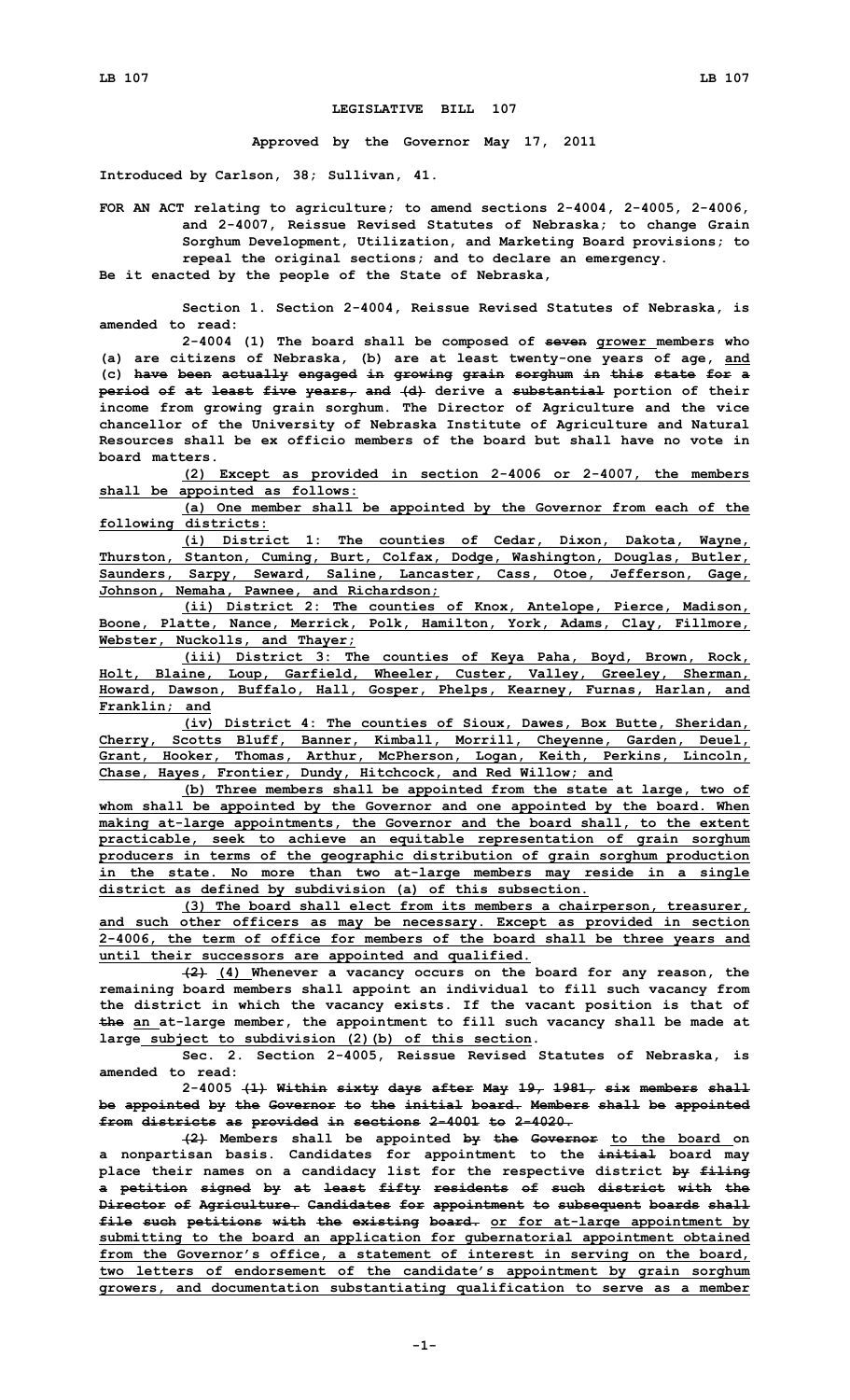# LEGISLATIVE BILL 107

**Approved by the Governor May 17, 2011**

**Introduced by Carlson, 38; Sullivan, 41.**

**FOR AN ACT relating to agriculture; to amend sections 2-4004, 2-4005, 2-4006, and 2-4007, Reissue Revised Statutes of Nebraska; to change Grain Sorghum Development, Utilization, and Marketing Board provisions; to repeal the original sections; and to declare an emergency.**

**Be it enacted by the people of the State of Nebraska,**

Section 1. Section 2-4004, Reissue Revised Statutes of Nebraska, is amended to read:

2-4004 (1) The board shall be composed of ~~seven~~ grower members who (a) are citizens of Nebraska, (b) are at least twenty-one years of age, and (c) ~~have been actually engaged in growing grain sorghum in this state for a period of at least five years, and (d)~~ derive a ~~substantial~~ portion of their income from growing grain sorghum. The Director of Agriculture and the vice chancellor of the University of Nebraska Institute of Agriculture and Natural Resources shall be ex officio members of the board but shall have no vote in board matters.

(2) Except as provided in section 2-4006 or 2-4007, the members shall be appointed as follows:

(a) One member shall be appointed by the Governor from each of the following districts:

(i) District 1: The counties of Cedar, Dixon, Dakota, Wayne, Thurston, Stanton, Cuming, Burt, Colfax, Dodge, Washington, Douglas, Butler, Saunders, Sarpy, Seward, Saline, Lancaster, Cass, Otoe, Jefferson, Gage, Johnson, Nemaha, Pawnee, and Richardson;

(ii) District 2: The counties of Knox, Antelope, Pierce, Madison, Boone, Platte, Nance, Merrick, Polk, Hamilton, York, Adams, Clay, Fillmore, Webster, Nuckolls, and Thayer;

(iii) District 3: The counties of Keya Paha, Boyd, Brown, Rock, Holt, Blaine, Loup, Garfield, Wheeler, Custer, Valley, Greeley, Sherman, Howard, Dawson, Buffalo, Hall, Gosper, Phelps, Kearney, Furnas, Harlan, and Franklin; and

(iv) District 4: The counties of Sioux, Dawes, Box Butte, Sheridan, Cherry, Scotts Bluff, Banner, Kimball, Morrill, Cheyenne, Garden, Deuel, Grant, Hooker, Thomas, Arthur, McPherson, Logan, Keith, Perkins, Lincoln, Chase, Hayes, Frontier, Dundy, Hitchcock, and Red Willow; and

(b) Three members shall be appointed from the state at large, two of whom shall be appointed by the Governor and one appointed by the board. When making at-large appointments, the Governor and the board shall, to the extent practicable, seek to achieve an equitable representation of grain sorghum producers in terms of the geographic distribution of grain sorghum production in the state. No more than two at-large members may reside in a single district as defined by subdivision (a) of this subsection.

(3) The board shall elect from its members a chairperson, treasurer, and such other officers as may be necessary. Except as provided in section 2-4006, the term of office for members of the board shall be three years and until their successors are appointed and qualified.

~~(2)~~ (4) Whenever a vacancy occurs on the board for any reason, the remaining board members shall appoint an individual to fill such vacancy from the district in which the vacancy exists. If the vacant position is that of ~~the~~ an at-large member, the appointment to fill such vacancy shall be made at large subject to subdivision (2)(b) of this section.

Sec. 2. Section 2-4005, Reissue Revised Statutes of Nebraska, is amended to read:

2-4005 ~~(1) Within sixty days after May 19, 1981, six members shall be appointed by the Governor to the initial board. Members shall be appointed from districts as provided in sections 2-4001 to 2-4020.~~

~~(2)~~ Members shall be appointed ~~by the Governor~~ to the board on a nonpartisan basis. Candidates for appointment to the ~~initial~~ board may place their names on a candidacy list for the respective district ~~by filing a petition signed by at least fifty residents of such district with the Director of Agriculture. Candidates for appointment to subsequent boards shall file such petitions with the existing board.~~ or for at-large appointment by submitting to the board an application for gubernatorial appointment obtained from the Governor's office, a statement of interest in serving on the board, two letters of endorsement of the candidate's appointment by grain sorghum growers, and documentation substantiating qualification to serve as a member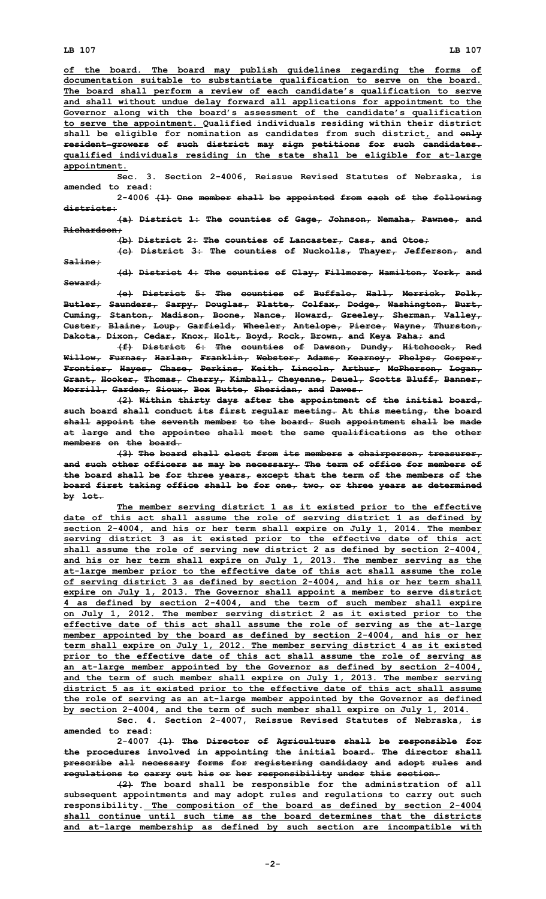of the board. The board may publish guidelines regarding the forms of documentation suitable to substantiate qualification to serve on the board. The board shall perform a review of each candidate's qualification to serve and shall without undue delay forward all applications for appointment to the Governor along with the board's assessment of the candidate's qualification to serve the appointment. Qualified individuals residing within their district shall be eligible for nomination as candidates from such district, and only resident-growers of such district may sign petitions for such candidates. qualified individuals residing in the state shall be eligible for at-large appointment.

Sec. 3. Section 2-4006, Reissue Revised Statutes of Nebraska, is amended to read:

2-4006 (1) One member shall be appointed from each of the following districts:

(a) District 1: The counties of Gage, Johnson, Nemaha, Pawnee, and Richardson;

(b) District 2: The counties of Lancaster, Cass, and Otoe;

(c) District 3: The counties of Nuckolls, Thayer, Jefferson, and Saline;

(d) District 4: The counties of Clay, Fillmore, Hamilton, York, and Seward;

(e) District 5: The counties of Buffalo, Hall, Merrick, Polk, Butler, Saunders, Sarpy, Douglas, Platte, Colfax, Dodge, Washington, Burt, Cuming, Stanton, Madison, Boone, Nance, Howard, Greeley, Sherman, Valley, Custer, Blaine, Loup, Garfield, Wheeler, Antelope, Pierce, Wayne, Thurston, Dakota, Dixon, Cedar, Knox, Holt, Boyd, Rock, Brown, and Keya Paha; and

(f) District 6: The counties of Dawson, Dundy, Hitchcock, Red Willow, Furnas, Harlan, Franklin, Webster, Adams, Kearney, Phelps, Gosper, Frontier, Hayes, Chase, Perkins, Keith, Lincoln, Arthur, McPherson, Logan, Grant, Hooker, Thomas, Cherry, Kimball, Cheyenne, Deuel, Scotts Bluff, Banner, Morrill, Garden, Sioux, Box Butte, Sheridan, and Dawes.

(2) Within thirty days after the appointment of the initial board, such board shall conduct its first regular meeting. At this meeting, the board shall appoint the seventh member to the board. Such appointment shall be made at large and the appointee shall meet the same qualifications as the other members on the board.

(3) The board shall elect from its members a chairperson, treasurer, and such other officers as may be necessary. The term of office for members of the board shall be for three years, except that the term of the members of the board first taking office shall be for one, two, or three years as determined by lot.

The member serving district 1 as it existed prior to the effective date of this act shall assume the role of serving district 1 as defined by section 2-4004, and his or her term shall expire on July 1, 2014. The member serving district 3 as it existed prior to the effective date of this act shall assume the role of serving new district 2 as defined by section 2-4004, and his or her term shall expire on July 1, 2013. The member serving as the at-large member prior to the effective date of this act shall assume the role of serving district 3 as defined by section 2-4004, and his or her term shall expire on July 1, 2013. The Governor shall appoint a member to serve district 4 as defined by section 2-4004, and the term of such member shall expire on July 1, 2012. The member serving district 2 as it existed prior to the effective date of this act shall assume the role of serving as the at-large member appointed by the board as defined by section 2-4004, and his or her term shall expire on July 1, 2012. The member serving district 4 as it existed prior to the effective date of this act shall assume the role of serving as an at-large member appointed by the Governor as defined by section 2-4004, and the term of such member shall expire on July 1, 2013. The member serving district 5 as it existed prior to the effective date of this act shall assume the role of serving as an at-large member appointed by the Governor as defined by section 2-4004, and the term of such member shall expire on July 1, 2014.

Sec. 4. Section 2-4007, Reissue Revised Statutes of Nebraska, is amended to read:

2-4007 (1) The Director of Agriculture shall be responsible for the procedures involved in appointing the initial board. The director shall prescribe all necessary forms for registering candidacy and adopt rules and regulations to carry out his or her responsibility under this section.

(2) The board shall be responsible for the administration of all subsequent appointments and may adopt rules and regulations to carry out such responsibility. The composition of the board as defined by section 2-4004 shall continue until such time as the board determines that the districts and at-large membership as defined by such section are incompatible with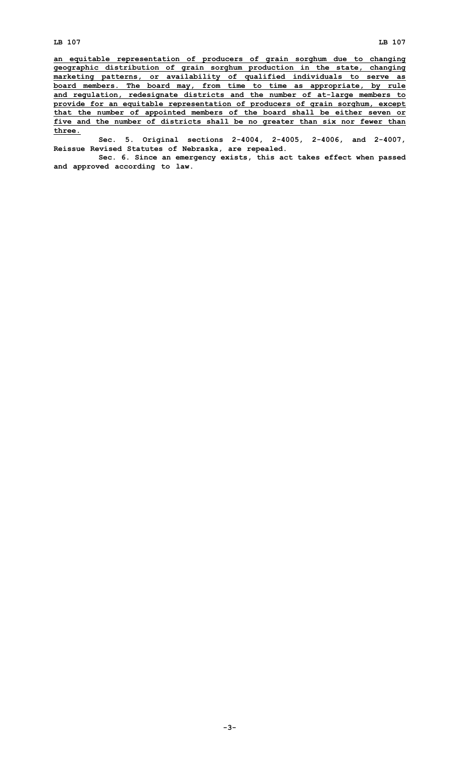an equitable representation of producers of grain sorghum due to changing geographic distribution of grain sorghum production in the state, changing marketing patterns, or availability of qualified individuals to serve as board members. The board may, from time to time as appropriate, by rule and regulation, redesignate districts and the number of at-large members to provide for an equitable representation of producers of grain sorghum, except that the number of appointed members of the board shall be either seven or five and the number of districts shall be no greater than six nor fewer than three.

Sec. 5. Original sections 2-4004, 2-4005, 2-4006, and 2-4007, Reissue Revised Statutes of Nebraska, are repealed.

Sec. 6. Since an emergency exists, this act takes effect when passed and approved according to law.